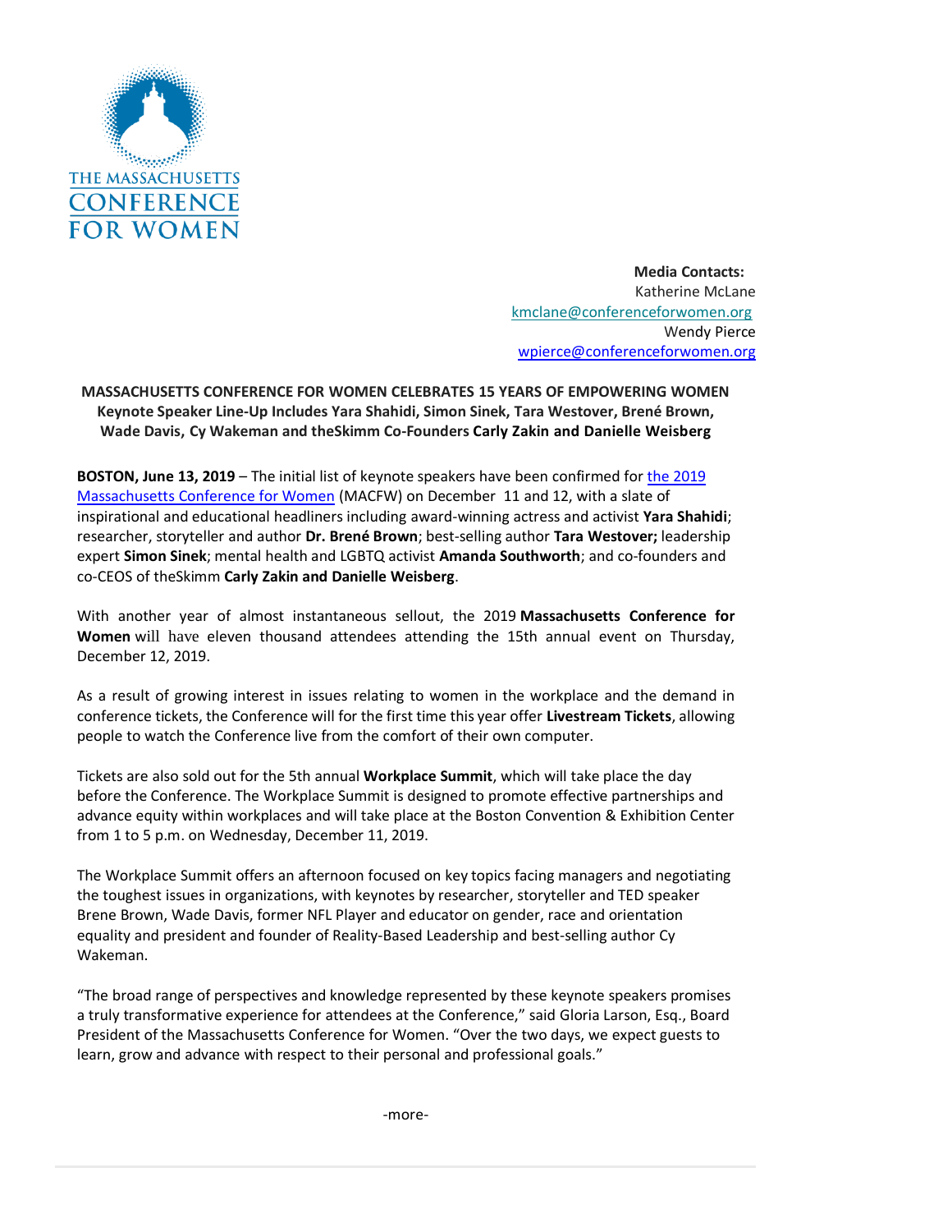THE MASSACHUSETTS CONFERENCE FOR WOMEN

**Media Contacts:**
Katherine McLane
kmclane@conferenceforwomen.org
Wendy Pierce
wpierce@conferenceforwomen.org

**MASSACHUSETTS CONFERENCE FOR WOMEN CELEBRATES 15 YEARS OF EMPOWERING WOMEN**
**Keynote Speaker Line-Up Includes Yara Shahidi, Simon Sinek, Tara Westover, Brené Brown, Wade Davis, Cy Wakeman and theSkimm Co-Founders Carly Zakin and Danielle Weisberg**

**BOSTON, June 13, 2019** – The initial list of keynote speakers have been confirmed for the 2019 Massachusetts Conference for Women (MACFW) on December 11 and 12, with a slate of inspirational and educational headliners including award-winning actress and activist **Yara Shahidi**; researcher, storyteller and author **Dr. Brené Brown**; best-selling author **Tara Westover;** leadership expert **Simon Sinek**; mental health and LGBTQ activist **Amanda Southworth**; and co-founders and co-CEOS of theSkimm **Carly Zakin and Danielle Weisberg**.

With another year of almost instantaneous sellout, the 2019 **Massachusetts Conference for Women** will have eleven thousand attendees attending the 15th annual event on Thursday, December 12, 2019.

As a result of growing interest in issues relating to women in the workplace and the demand in conference tickets, the Conference will for the first time this year offer **Livestream Tickets**, allowing people to watch the Conference live from the comfort of their own computer.

Tickets are also sold out for the 5th annual **Workplace Summit**, which will take place the day before the Conference. The Workplace Summit is designed to promote effective partnerships and advance equity within workplaces and will take place at the Boston Convention & Exhibition Center from 1 to 5 p.m. on Wednesday, December 11, 2019.

The Workplace Summit offers an afternoon focused on key topics facing managers and negotiating the toughest issues in organizations, with keynotes by researcher, storyteller and TED speaker Brene Brown, Wade Davis, former NFL Player and educator on gender, race and orientation equality and president and founder of Reality-Based Leadership and best-selling author Cy Wakeman.

"The broad range of perspectives and knowledge represented by these keynote speakers promises a truly transformative experience for attendees at the Conference," said Gloria Larson, Esq., Board President of the Massachusetts Conference for Women. "Over the two days, we expect guests to learn, grow and advance with respect to their personal and professional goals."

-more-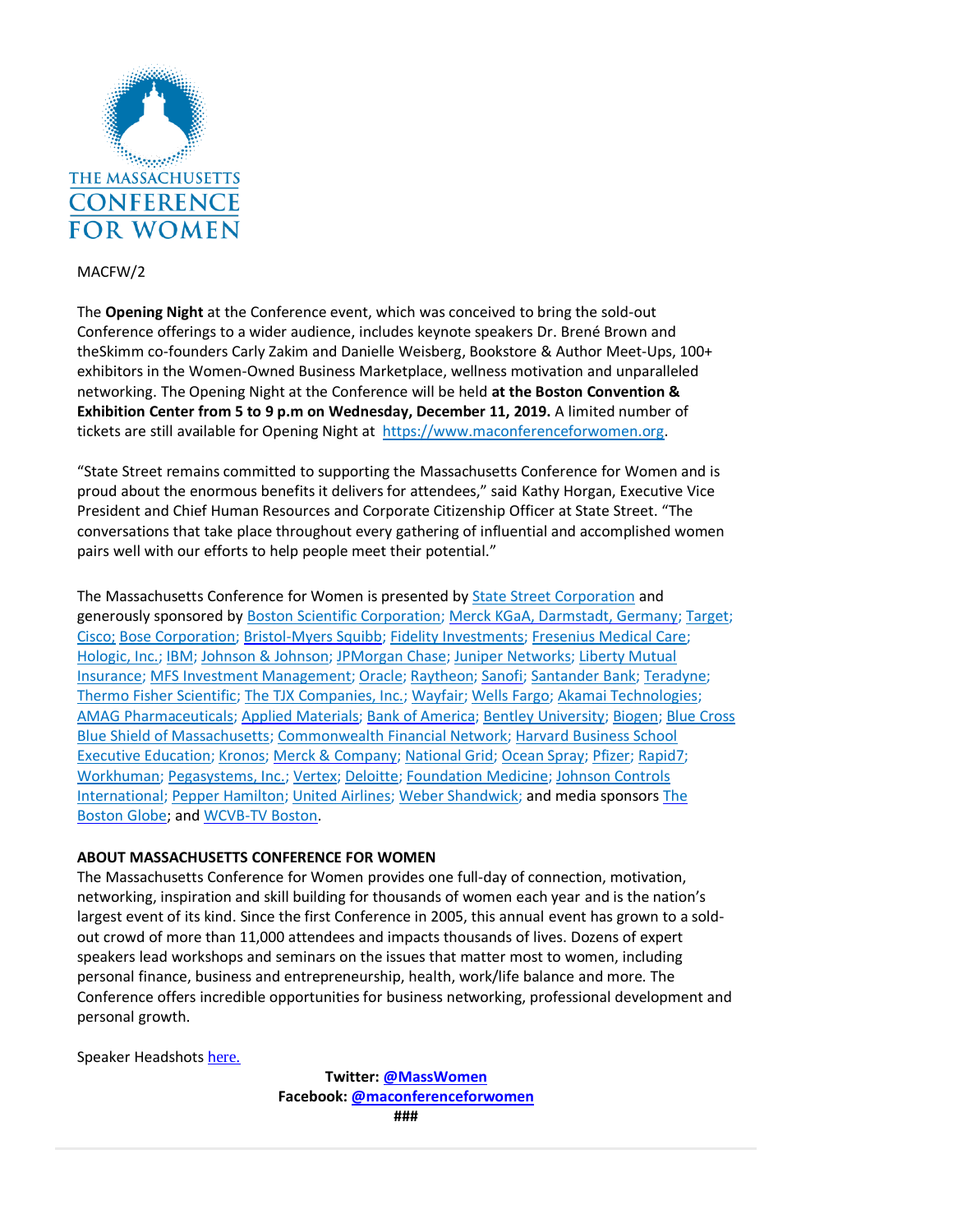THE MASSACHUSETTS CONFERENCE FOR WOMEN

MACFW/2

The **Opening Night** at the Conference event, which was conceived to bring the sold-out Conference offerings to a wider audience, includes keynote speakers Dr. Brené Brown and theSkimm co-founders Carly Zakim and Danielle Weisberg, Bookstore & Author Meet-Ups, 100+ exhibitors in the Women-Owned Business Marketplace, wellness motivation and unparalleled networking. The Opening Night at the Conference will be held **at the Boston Convention & Exhibition Center from 5 to 9 p.m on Wednesday, December 11, 2019.** A limited number of tickets are still available for Opening Night at https://www.maconferenceforwomen.org.

"State Street remains committed to supporting the Massachusetts Conference for Women and is proud about the enormous benefits it delivers for attendees," said Kathy Horgan, Executive Vice President and Chief Human Resources and Corporate Citizenship Officer at State Street. "The conversations that take place throughout every gathering of influential and accomplished women pairs well with our efforts to help people meet their potential."

The Massachusetts Conference for Women is presented by State Street Corporation and generously sponsored by Boston Scientific Corporation; Merck KGaA, Darmstadt, Germany; Target; Cisco; Bose Corporation; Bristol-Myers Squibb; Fidelity Investments; Fresenius Medical Care; Hologic, Inc.; IBM; Johnson & Johnson; JPMorgan Chase; Juniper Networks; Liberty Mutual Insurance; MFS Investment Management; Oracle; Raytheon; Sanofi; Santander Bank; Teradyne; Thermo Fisher Scientific; The TJX Companies, Inc.; Wayfair; Wells Fargo; Akamai Technologies; AMAG Pharmaceuticals; Applied Materials; Bank of America; Bentley University; Biogen; Blue Cross Blue Shield of Massachusetts; Commonwealth Financial Network; Harvard Business School Executive Education; Kronos; Merck & Company; National Grid; Ocean Spray; Pfizer; Rapid7; Workhuman; Pegasystems, Inc.; Vertex; Deloitte; Foundation Medicine; Johnson Controls International; Pepper Hamilton; United Airlines; Weber Shandwick; and media sponsors The Boston Globe; and WCVB-TV Boston.

**ABOUT MASSACHUSETTS CONFERENCE FOR WOMEN**

The Massachusetts Conference for Women provides one full-day of connection, motivation, networking, inspiration and skill building for thousands of women each year and is the nation's largest event of its kind. Since the first Conference in 2005, this annual event has grown to a sold-out crowd of more than 11,000 attendees and impacts thousands of lives. Dozens of expert speakers lead workshops and seminars on the issues that matter most to women, including personal finance, business and entrepreneurship, health, work/life balance and more. The Conference offers incredible opportunities for business networking, professional development and personal growth.

Speaker Headshots here.

**Twitter: @MassWomen**
**Facebook: @maconferenceforwomen**
**###**